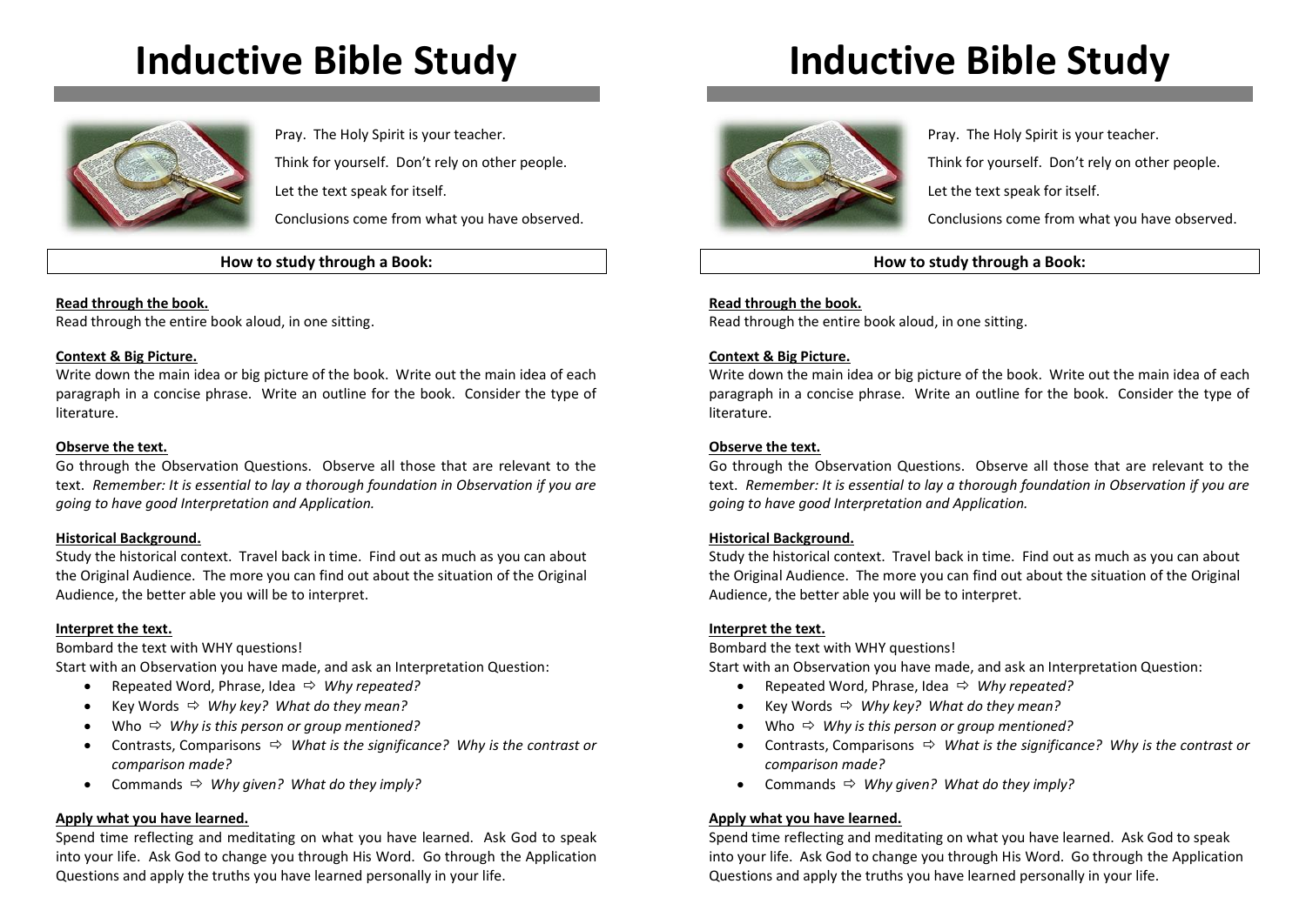# Inductive Bible Study

Pray. The Holy Spirit is your teacher.

Think for yourself. Don't rely on other people.

Let the text speak for itself.

Conclusions come from what you have observed.

### How to study through a Book:

**Read through the book.**
Read through the entire book aloud, in one sitting.

**Context & Big Picture.**
Write down the main idea or big picture of the book. Write out the main idea of each paragraph in a concise phrase. Write an outline for the book. Consider the type of literature.

**Observe the text.**
Go through the Observation Questions. Observe all those that are relevant to the text. *Remember: It is essential to lay a thorough foundation in Observation if you are going to have good Interpretation and Application.*

**Historical Background.**
Study the historical context. Travel back in time. Find out as much as you can about the Original Audience. The more you can find out about the situation of the Original Audience, the better able you will be to interpret.

**Interpret the text.**
Bombard the text with WHY questions!
Start with an Observation you have made, and ask an Interpretation Question:

- Repeated Word, Phrase, Idea ⇨ *Why repeated?*
- Key Words ⇨ *Why key? What do they mean?*
- Who ⇨ *Why is this person or group mentioned?*
- Contrasts, Comparisons ⇨ *What is the significance? Why is the contrast or comparison made?*
- Commands ⇨ *Why given? What do they imply?*

**Apply what you have learned.**
Spend time reflecting and meditating on what you have learned. Ask God to speak into your life. Ask God to change you through His Word. Go through the Application Questions and apply the truths you have learned personally in your life.

# Inductive Bible Study

Pray. The Holy Spirit is your teacher.

Think for yourself. Don't rely on other people.

Let the text speak for itself.

Conclusions come from what you have observed.

### How to study through a Book:

**Read through the book.**
Read through the entire book aloud, in one sitting.

**Context & Big Picture.**
Write down the main idea or big picture of the book. Write out the main idea of each paragraph in a concise phrase. Write an outline for the book. Consider the type of literature.

**Observe the text.**
Go through the Observation Questions. Observe all those that are relevant to the text. *Remember: It is essential to lay a thorough foundation in Observation if you are going to have good Interpretation and Application.*

**Historical Background.**
Study the historical context. Travel back in time. Find out as much as you can about the Original Audience. The more you can find out about the situation of the Original Audience, the better able you will be to interpret.

**Interpret the text.**
Bombard the text with WHY questions!
Start with an Observation you have made, and ask an Interpretation Question:

- Repeated Word, Phrase, Idea ⇨ *Why repeated?*
- Key Words ⇨ *Why key? What do they mean?*
- Who ⇨ *Why is this person or group mentioned?*
- Contrasts, Comparisons ⇨ *What is the significance? Why is the contrast or comparison made?*
- Commands ⇨ *Why given? What do they imply?*

**Apply what you have learned.**
Spend time reflecting and meditating on what you have learned. Ask God to speak into your life. Ask God to change you through His Word. Go through the Application Questions and apply the truths you have learned personally in your life.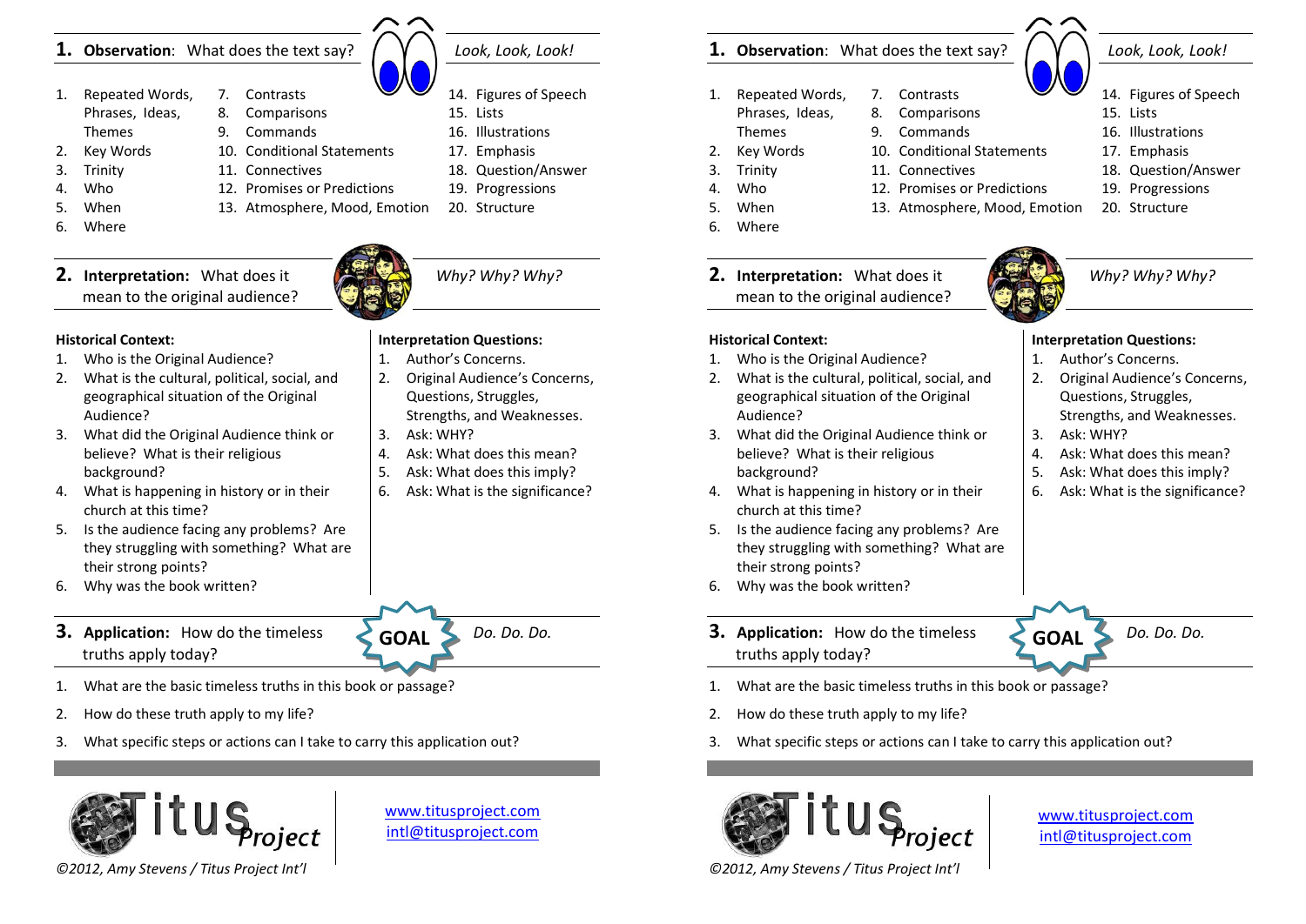## 1. Observation: What does the text say?

*Look, Look, Look!*

1. Repeated Words, Phrases, Ideas, Themes
2. Key Words
3. Trinity
4. Who
5. When
6. Where
7. Contrasts
8. Comparisons
9. Commands
10. Conditional Statements
11. Connectives
12. Promises or Predictions
13. Atmosphere, Mood, Emotion
14. Figures of Speech
15. Lists
16. Illustrations
17. Emphasis
18. Question/Answer
19. Progressions
20. Structure

## 2. Interpretation: What does it mean to the original audience?

*Why? Why? Why?*

**Historical Context:**

1. Who is the Original Audience?
2. What is the cultural, political, social, and geographical situation of the Original Audience?
3. What did the Original Audience think or believe? What is their religious background?
4. What is happening in history or in their church at this time?
5. Is the audience facing any problems? Are they struggling with something? What are their strong points?
6. Why was the book written?

**Interpretation Questions:**

1. Author's Concerns.
2. Original Audience's Concerns, Questions, Struggles, Strengths, and Weaknesses.
3. Ask: WHY?
4. Ask: What does this mean?
5. Ask: What does this imply?
6. Ask: What is the significance?

## 3. Application: How do the timeless truths apply today?

**GOAL**

*Do. Do. Do.*

1. What are the basic timeless truths in this book or passage?
2. How do these truth apply to my life?
3. What specific steps or actions can I take to carry this application out?

Titus *Project*

www.titusproject.com
intl@titusproject.com

*©2012, Amy Stevens / Titus Project Int'l*

## 1. Observation: What does the text say?

*Look, Look, Look!*

1. Repeated Words, Phrases, Ideas, Themes
2. Key Words
3. Trinity
4. Who
5. When
6. Where
7. Contrasts
8. Comparisons
9. Commands
10. Conditional Statements
11. Connectives
12. Promises or Predictions
13. Atmosphere, Mood, Emotion
14. Figures of Speech
15. Lists
16. Illustrations
17. Emphasis
18. Question/Answer
19. Progressions
20. Structure

## 2. Interpretation: What does it mean to the original audience?

*Why? Why? Why?*

**Historical Context:**

1. Who is the Original Audience?
2. What is the cultural, political, social, and geographical situation of the Original Audience?
3. What did the Original Audience think or believe? What is their religious background?
4. What is happening in history or in their church at this time?
5. Is the audience facing any problems? Are they struggling with something? What are their strong points?
6. Why was the book written?

**Interpretation Questions:**

1. Author's Concerns.
2. Original Audience's Concerns, Questions, Struggles, Strengths, and Weaknesses.
3. Ask: WHY?
4. Ask: What does this mean?
5. Ask: What does this imply?
6. Ask: What is the significance?

## 3. Application: How do the timeless truths apply today?

**GOAL**

*Do. Do. Do.*

1. What are the basic timeless truths in this book or passage?
2. How do these truth apply to my life?
3. What specific steps or actions can I take to carry this application out?

Titus *Project*

www.titusproject.com
intl@titusproject.com

*©2012, Amy Stevens / Titus Project Int'l*